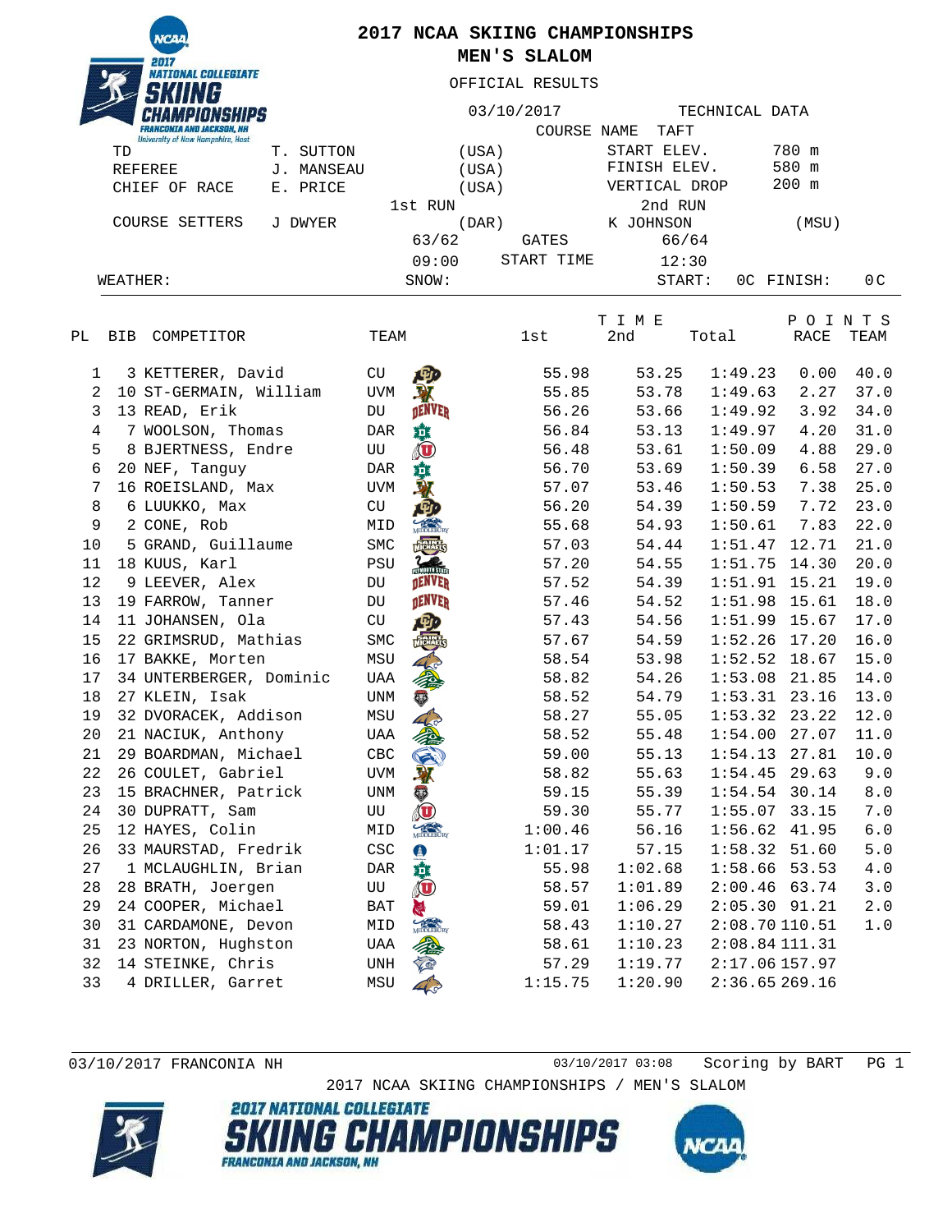# 2017 NCAA SKIING CHAMPIONSHIPS

## MEN'S SLALOM

OFFICIAL RESULTS

03/10/2017

| | | | TECHNICAL DATA | |
|---|---|---|---|---|
| TD | T. SUTTON | (USA) | COURSE NAME | TAFT |
| REFEREE | J. MANSEAU | (USA) | START ELEV. | 780 m |
| CHIEF OF RACE | E. PRICE | (USA) | FINISH ELEV. | 580 m |
| | | | VERTICAL DROP | 200 m |

| | 1st RUN | | 2nd RUN | |
|---|---|---|---|---|
| COURSE SETTERS | J DWYER (DAR) | | K JOHNSON (MSU) | |
| GATES | 63/62 | | 66/64 | |
| START TIME | 09:00 | | 12:30 | |

WEATHER: SNOW: START: 0C FINISH: 0C

| PL | BIB | COMPETITOR | TEAM | 1st | 2nd | Total | RACE POINTS | TEAM POINTS |
|---|---|---|---|---|---|---|---|---|
| 1 | 3 | KETTERER, David | CU | 55.98 | 53.25 | 1:49.23 | 0.00 | 40.0 |
| 2 | 10 | ST-GERMAIN, William | UVM | 55.85 | 53.78 | 1:49.63 | 2.27 | 37.0 |
| 3 | 13 | READ, Erik | DU | 56.26 | 53.66 | 1:49.92 | 3.92 | 34.0 |
| 4 | 7 | WOOLSON, Thomas | DAR | 56.84 | 53.13 | 1:49.97 | 4.20 | 31.0 |
| 5 | 8 | BJERTNESS, Endre | UU | 56.48 | 53.61 | 1:50.09 | 4.88 | 29.0 |
| 6 | 20 | NEF, Tanguy | DAR | 56.70 | 53.69 | 1:50.39 | 6.58 | 27.0 |
| 7 | 16 | ROEISLAND, Max | UVM | 57.07 | 53.46 | 1:50.53 | 7.38 | 25.0 |
| 8 | 6 | LUUKKO, Max | CU | 56.20 | 54.39 | 1:50.59 | 7.72 | 23.0 |
| 9 | 2 | CONE, Rob | MID | 55.68 | 54.93 | 1:50.61 | 7.83 | 22.0 |
| 10 | 5 | GRAND, Guillaume | SMC | 57.03 | 54.44 | 1:51.47 | 12.71 | 21.0 |
| 11 | 18 | KUUS, Karl | PSU | 57.20 | 54.55 | 1:51.75 | 14.30 | 20.0 |
| 12 | 9 | LEEVER, Alex | DU | 57.52 | 54.39 | 1:51.91 | 15.21 | 19.0 |
| 13 | 19 | FARROW, Tanner | DU | 57.46 | 54.52 | 1:51.98 | 15.61 | 18.0 |
| 14 | 11 | JOHANSEN, Ola | CU | 57.43 | 54.56 | 1:51.99 | 15.67 | 17.0 |
| 15 | 22 | GRIMSRUD, Mathias | SMC | 57.67 | 54.59 | 1:52.26 | 17.20 | 16.0 |
| 16 | 17 | BAKKE, Morten | MSU | 58.54 | 53.98 | 1:52.52 | 18.67 | 15.0 |
| 17 | 34 | UNTERBERGER, Dominic | UAA | 58.82 | 54.26 | 1:53.08 | 21.85 | 14.0 |
| 18 | 27 | KLEIN, Isak | UNM | 58.52 | 54.79 | 1:53.31 | 23.16 | 13.0 |
| 19 | 32 | DVORACEK, Addison | MSU | 58.27 | 55.05 | 1:53.32 | 23.22 | 12.0 |
| 20 | 21 | NACIUK, Anthony | UAA | 58.52 | 55.48 | 1:54.00 | 27.07 | 11.0 |
| 21 | 29 | BOARDMAN, Michael | CBC | 59.00 | 55.13 | 1:54.13 | 27.81 | 10.0 |
| 22 | 26 | COULET, Gabriel | UVM | 58.82 | 55.63 | 1:54.45 | 29.63 | 9.0 |
| 23 | 15 | BRACHNER, Patrick | UNM | 59.15 | 55.39 | 1:54.54 | 30.14 | 8.0 |
| 24 | 30 | DUPRATT, Sam | UU | 59.30 | 55.77 | 1:55.07 | 33.15 | 7.0 |
| 25 | 12 | HAYES, Colin | MID | 1:00.46 | 56.16 | 1:56.62 | 41.95 | 6.0 |
| 26 | 33 | MAURSTAD, Fredrik | CSC | 1:01.17 | 57.15 | 1:58.32 | 51.60 | 5.0 |
| 27 | 1 | MCLAUGHLIN, Brian | DAR | 55.98 | 1:02.68 | 1:58.66 | 53.53 | 4.0 |
| 28 | 28 | BRATH, Joergen | UU | 58.57 | 1:01.89 | 2:00.46 | 63.74 | 3.0 |
| 29 | 24 | COOPER, Michael | BAT | 59.01 | 1:06.29 | 2:05.30 | 91.21 | 2.0 |
| 30 | 31 | CARDAMONE, Devon | MID | 58.43 | 1:10.27 | 2:08.70 | 110.51 | 1.0 |
| 31 | 23 | NORTON, Hughston | UAA | 58.61 | 1:10.23 | 2:08.84 | 111.31 | |
| 32 | 14 | STEINKE, Chris | UNH | 57.29 | 1:19.77 | 2:17.06 | 157.97 | |
| 33 | 4 | DRILLER, Garret | MSU | 1:15.75 | 1:20.90 | 2:36.65 | 269.16 | |

03/10/2017 FRANCONIA NH 03/10/2017 03:08 Scoring by BART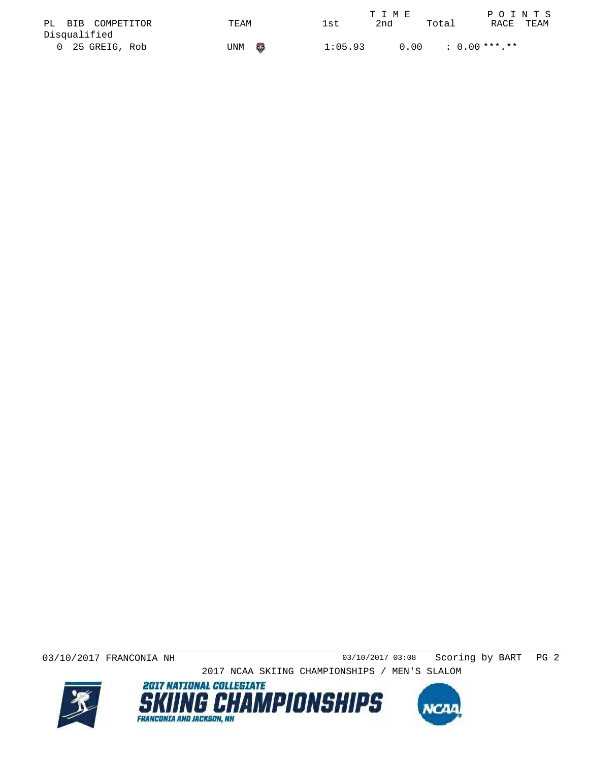| PL | BIB | COMPETITOR | TEAM | TIME 1st | TIME 2nd | TIME Total | POINTS RACE | POINTS TEAM |
|---|---|---|---|---|---|---|---|---|
| Disqualified | | | | | | | | |
| 0 | 25 | GREIG, Rob | UNM | 1:05.93 | 0.00 | : 0.00 | ***.** | |

03/10/2017 FRANCONIA NH 03/10/2017 03:08 Scoring by BART

2017 NCAA SKIING CHAMPIONSHIPS / MEN'S SLALOM

2017 NATIONAL COLLEGIATE SKIING CHAMPIONSHIPS FRANCONIA AND JACKSON, NH

NCAA